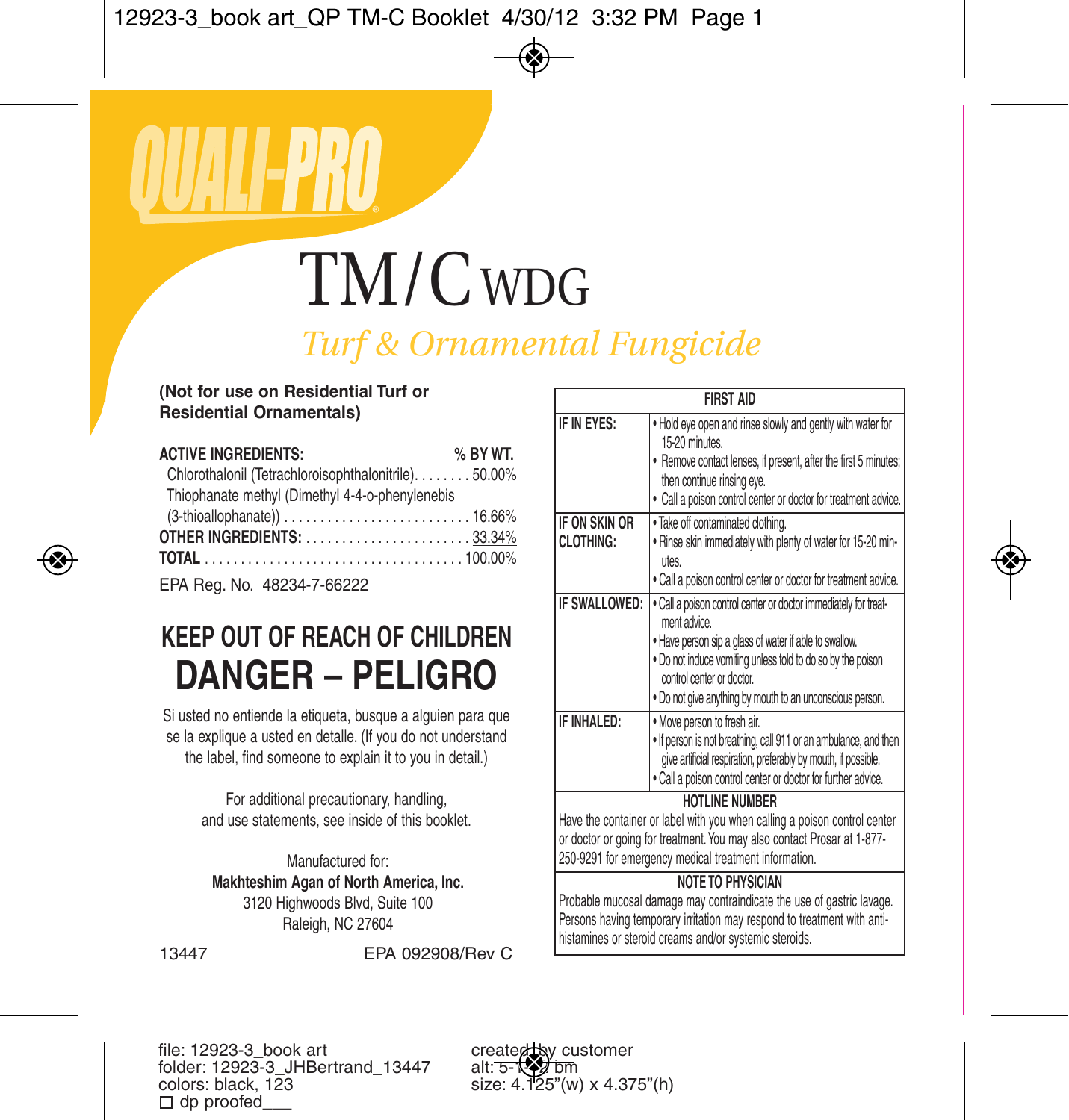# QUALI-PRO®

# TM/C WDG

## *Turf & Ornamental Fungicide*

**(Not for use on Residential Turf or Residential Ornamentals)**

| **ACTIVE INGREDIENTS:** | **% BY WT.** |
|---|---|
| Chlorothalonil (Tetrachloroisophthalonitrile) | 50.00% |
| Thiophanate methyl (Dimethyl 4-4-o-phenylenebis (3-thioallophanate)) | 16.66% |
| **OTHER INGREDIENTS:** | 33.34% |
| **TOTAL** | 100.00% |

EPA Reg. No. 48234-7-66222

## KEEP OUT OF REACH OF CHILDREN

## DANGER – PELIGRO

Si usted no entiende la etiqueta, busque a alguien para que se la explique a usted en detalle. (If you do not understand the label, find someone to explain it to you in detail.)

For additional precautionary, handling, and use statements, see inside of this booklet.

Manufactured for:
**Makhteshim Agan of North America, Inc.**
3120 Highwoods Blvd, Suite 100
Raleigh, NC 27604

13447 EPA 092908/Rev C

| FIRST AID | |
|---|---|
| **IF IN EYES:** | • Hold eye open and rinse slowly and gently with water for 15-20 minutes.<br>• Remove contact lenses, if present, after the first 5 minutes; then continue rinsing eye.<br>• Call a poison control center or doctor for treatment advice. |
| **IF ON SKIN OR CLOTHING:** | • Take off contaminated clothing.<br>• Rinse skin immediately with plenty of water for 15-20 minutes.<br>• Call a poison control center or doctor for treatment advice. |
| **IF SWALLOWED:** | • Call a poison control center or doctor immediately for treatment advice.<br>• Have person sip a glass of water if able to swallow.<br>• Do not induce vomiting unless told to do so by the poison control center or doctor.<br>• Do not give anything by mouth to an unconscious person. |
| **IF INHALED:** | • Move person to fresh air.<br>• If person is not breathing, call 911 or an ambulance, and then give artificial respiration, preferably by mouth, if possible.<br>• Call a poison control center or doctor for further advice. |

**HOTLINE NUMBER**

Have the container or label with you when calling a poison control center or doctor or going for treatment. You may also contact Prosar at 1-877-250-9291 for emergency medical treatment information.

**NOTE TO PHYSICIAN**

Probable mucosal damage may contraindicate the use of gastric lavage. Persons having temporary irritation may respond to treatment with antihistamines or steroid creams and/or systemic steroids.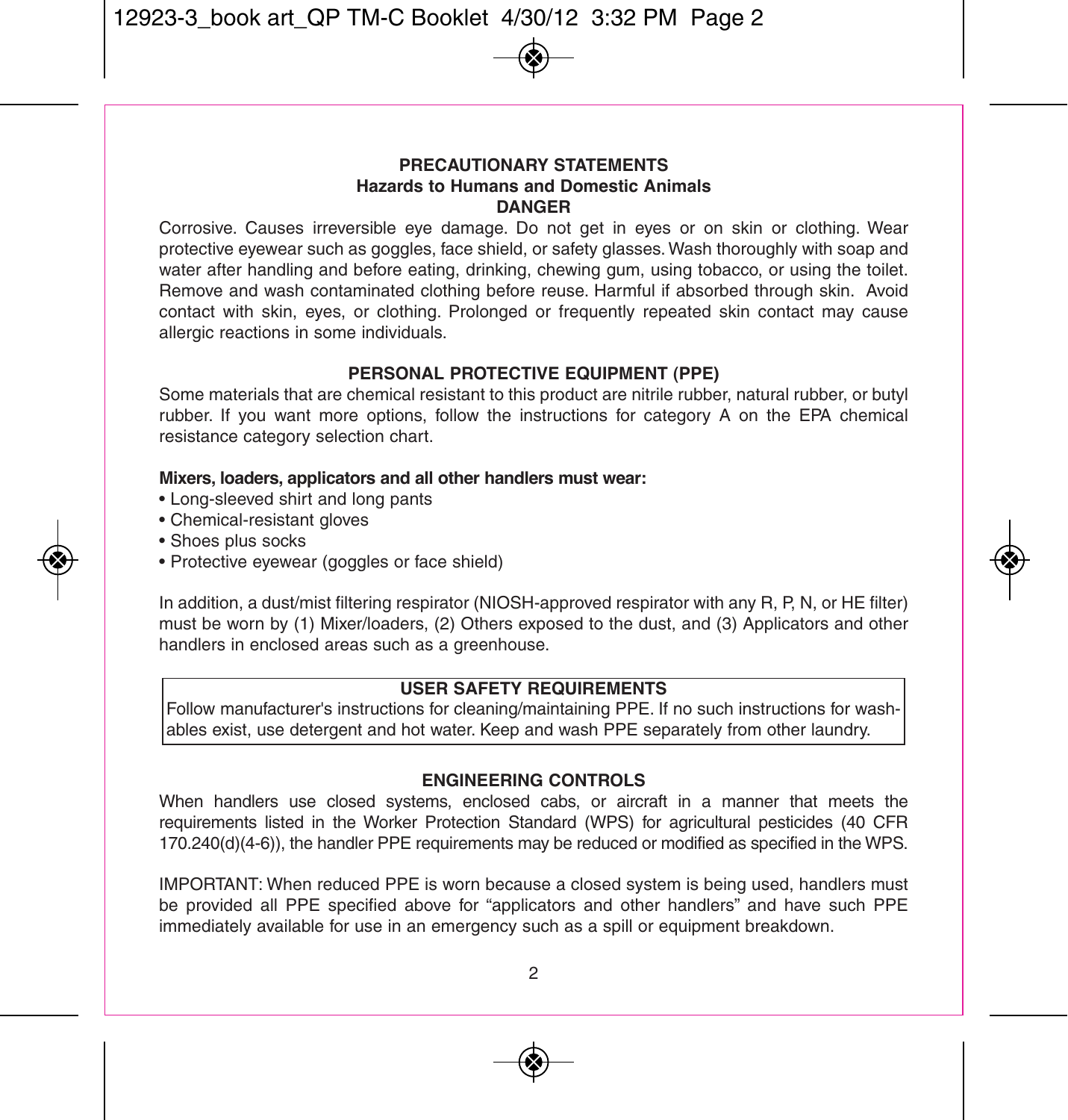## PRECAUTIONARY STATEMENTS

### Hazards to Humans and Domestic Animals

### DANGER

Corrosive. Causes irreversible eye damage. Do not get in eyes or on skin or clothing. Wear protective eyewear such as goggles, face shield, or safety glasses. Wash thoroughly with soap and water after handling and before eating, drinking, chewing gum, using tobacco, or using the toilet. Remove and wash contaminated clothing before reuse. Harmful if absorbed through skin. Avoid contact with skin, eyes, or clothing. Prolonged or frequently repeated skin contact may cause allergic reactions in some individuals.

### PERSONAL PROTECTIVE EQUIPMENT (PPE)

Some materials that are chemical resistant to this product are nitrile rubber, natural rubber, or butyl rubber. If you want more options, follow the instructions for category A on the EPA chemical resistance category selection chart.

**Mixers, loaders, applicators and all other handlers must wear:**

- Long-sleeved shirt and long pants
- Chemical-resistant gloves
- Shoes plus socks
- Protective eyewear (goggles or face shield)

In addition, a dust/mist filtering respirator (NIOSH-approved respirator with any R, P, N, or HE filter) must be worn by (1) Mixer/loaders, (2) Others exposed to the dust, and (3) Applicators and other handlers in enclosed areas such as a greenhouse.

### USER SAFETY REQUIREMENTS

Follow manufacturer's instructions for cleaning/maintaining PPE. If no such instructions for washables exist, use detergent and hot water. Keep and wash PPE separately from other laundry.

### ENGINEERING CONTROLS

When handlers use closed systems, enclosed cabs, or aircraft in a manner that meets the requirements listed in the Worker Protection Standard (WPS) for agricultural pesticides (40 CFR 170.240(d)(4-6)), the handler PPE requirements may be reduced or modified as specified in the WPS.

IMPORTANT: When reduced PPE is worn because a closed system is being used, handlers must be provided all PPE specified above for "applicators and other handlers" and have such PPE immediately available for use in an emergency such as a spill or equipment breakdown.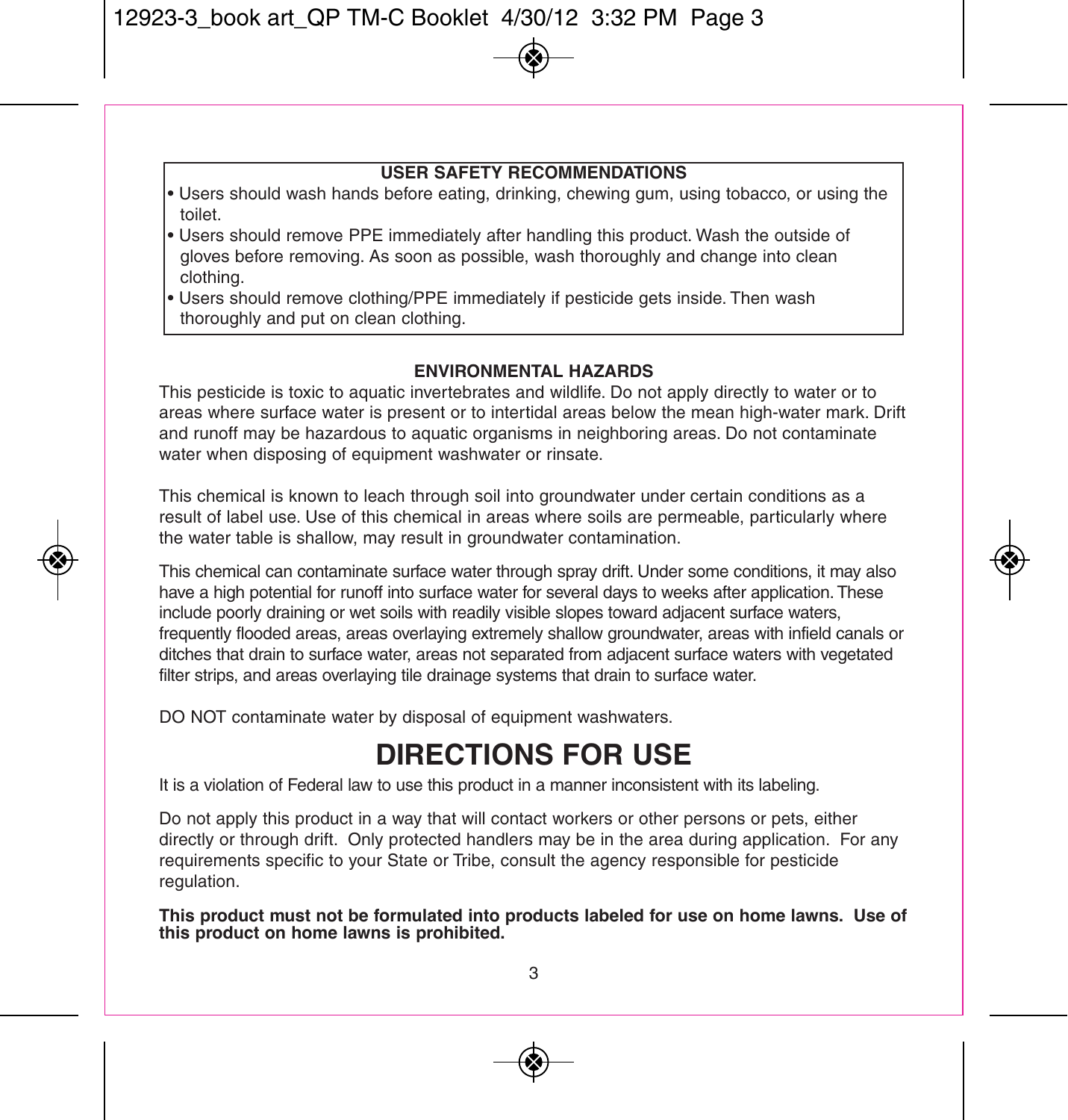### USER SAFETY RECOMMENDATIONS

- Users should wash hands before eating, drinking, chewing gum, using tobacco, or using the toilet.
- Users should remove PPE immediately after handling this product. Wash the outside of gloves before removing. As soon as possible, wash thoroughly and change into clean clothing.
- Users should remove clothing/PPE immediately if pesticide gets inside. Then wash thoroughly and put on clean clothing.

### ENVIRONMENTAL HAZARDS

This pesticide is toxic to aquatic invertebrates and wildlife. Do not apply directly to water or to areas where surface water is present or to intertidal areas below the mean high-water mark. Drift and runoff may be hazardous to aquatic organisms in neighboring areas. Do not contaminate water when disposing of equipment washwater or rinsate.

This chemical is known to leach through soil into groundwater under certain conditions as a result of label use. Use of this chemical in areas where soils are permeable, particularly where the water table is shallow, may result in groundwater contamination.

This chemical can contaminate surface water through spray drift. Under some conditions, it may also have a high potential for runoff into surface water for several days to weeks after application. These include poorly draining or wet soils with readily visible slopes toward adjacent surface waters, frequently flooded areas, areas overlaying extremely shallow groundwater, areas with infield canals or ditches that drain to surface water, areas not separated from adjacent surface waters with vegetated filter strips, and areas overlaying tile drainage systems that drain to surface water.

DO NOT contaminate water by disposal of equipment washwaters.

# DIRECTIONS FOR USE

It is a violation of Federal law to use this product in a manner inconsistent with its labeling.

Do not apply this product in a way that will contact workers or other persons or pets, either directly or through drift. Only protected handlers may be in the area during application. For any requirements specific to your State or Tribe, consult the agency responsible for pesticide regulation.

**This product must not be formulated into products labeled for use on home lawns. Use of this product on home lawns is prohibited.**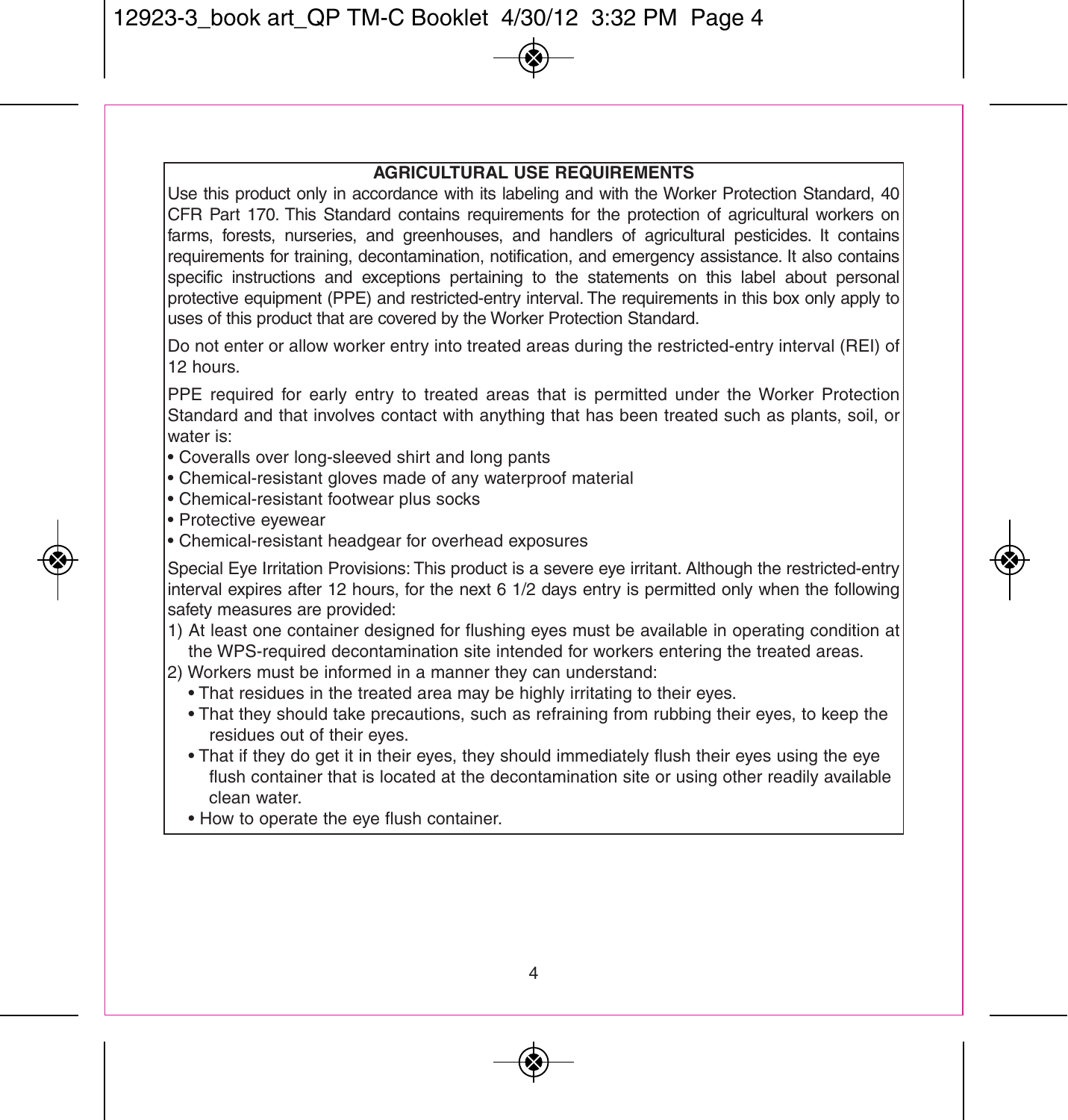## AGRICULTURAL USE REQUIREMENTS

Use this product only in accordance with its labeling and with the Worker Protection Standard, 40 CFR Part 170. This Standard contains requirements for the protection of agricultural workers on farms, forests, nurseries, and greenhouses, and handlers of agricultural pesticides. It contains requirements for training, decontamination, notification, and emergency assistance. It also contains specific instructions and exceptions pertaining to the statements on this label about personal protective equipment (PPE) and restricted-entry interval. The requirements in this box only apply to uses of this product that are covered by the Worker Protection Standard.

Do not enter or allow worker entry into treated areas during the restricted-entry interval (REI) of 12 hours.

PPE required for early entry to treated areas that is permitted under the Worker Protection Standard and that involves contact with anything that has been treated such as plants, soil, or water is:

- Coveralls over long-sleeved shirt and long pants
- Chemical-resistant gloves made of any waterproof material
- Chemical-resistant footwear plus socks
- Protective eyewear
- Chemical-resistant headgear for overhead exposures

Special Eye Irritation Provisions: This product is a severe eye irritant. Although the restricted-entry interval expires after 12 hours, for the next 6 1/2 days entry is permitted only when the following safety measures are provided:

1) At least one container designed for flushing eyes must be available in operating condition at the WPS-required decontamination site intended for workers entering the treated areas.
2) Workers must be informed in a manner they can understand:
   - That residues in the treated area may be highly irritating to their eyes.
   - That they should take precautions, such as refraining from rubbing their eyes, to keep the residues out of their eyes.
   - That if they do get it in their eyes, they should immediately flush their eyes using the eye flush container that is located at the decontamination site or using other readily available clean water.
   - How to operate the eye flush container.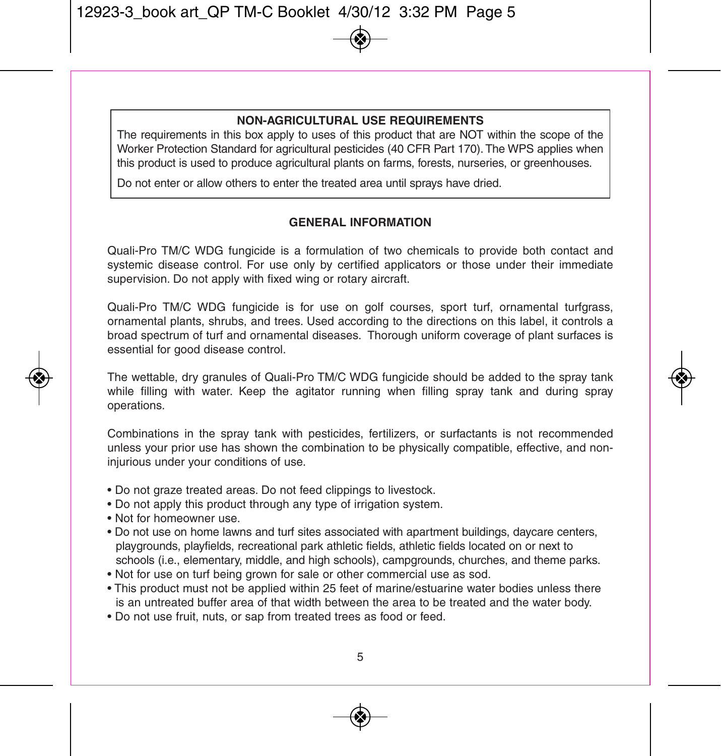**NON-AGRICULTURAL USE REQUIREMENTS**

The requirements in this box apply to uses of this product that are NOT within the scope of the Worker Protection Standard for agricultural pesticides (40 CFR Part 170). The WPS applies when this product is used to produce agricultural plants on farms, forests, nurseries, or greenhouses.

Do not enter or allow others to enter the treated area until sprays have dried.

## GENERAL INFORMATION

Quali-Pro TM/C WDG fungicide is a formulation of two chemicals to provide both contact and systemic disease control. For use only by certified applicators or those under their immediate supervision. Do not apply with fixed wing or rotary aircraft.

Quali-Pro TM/C WDG fungicide is for use on golf courses, sport turf, ornamental turfgrass, ornamental plants, shrubs, and trees. Used according to the directions on this label, it controls a broad spectrum of turf and ornamental diseases. Thorough uniform coverage of plant surfaces is essential for good disease control.

The wettable, dry granules of Quali-Pro TM/C WDG fungicide should be added to the spray tank while filling with water. Keep the agitator running when filling spray tank and during spray operations.

Combinations in the spray tank with pesticides, fertilizers, or surfactants is not recommended unless your prior use has shown the combination to be physically compatible, effective, and non-injurious under your conditions of use.

- Do not graze treated areas. Do not feed clippings to livestock.
- Do not apply this product through any type of irrigation system.
- Not for homeowner use.
- Do not use on home lawns and turf sites associated with apartment buildings, daycare centers, playgrounds, playfields, recreational park athletic fields, athletic fields located on or next to schools (i.e., elementary, middle, and high schools), campgrounds, churches, and theme parks.
- Not for use on turf being grown for sale or other commercial use as sod.
- This product must not be applied within 25 feet of marine/estuarine water bodies unless there is an untreated buffer area of that width between the area to be treated and the water body.
- Do not use fruit, nuts, or sap from treated trees as food or feed.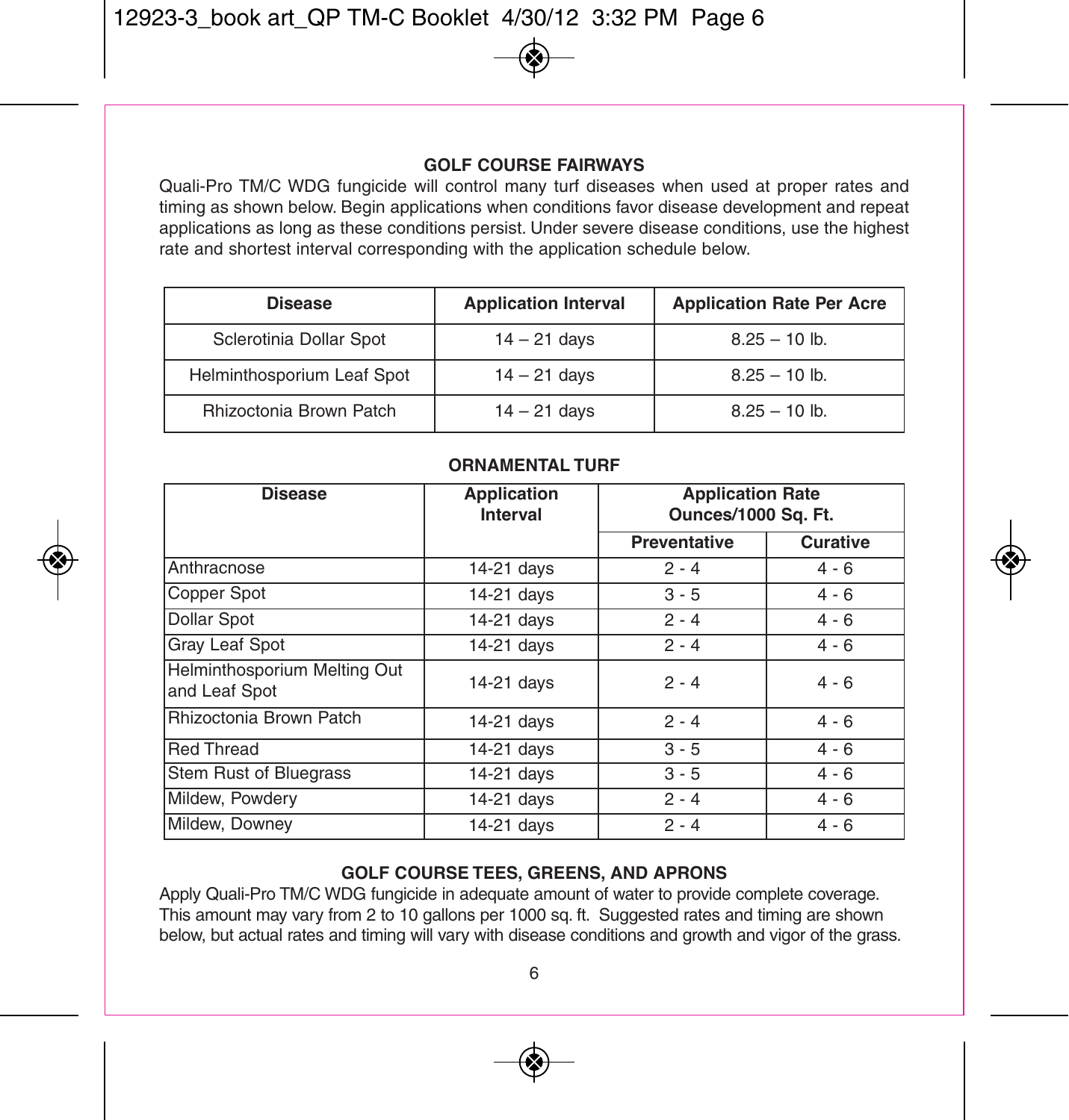### GOLF COURSE FAIRWAYS

Quali-Pro TM/C WDG fungicide will control many turf diseases when used at proper rates and timing as shown below. Begin applications when conditions favor disease development and repeat applications as long as these conditions persist. Under severe disease conditions, use the highest rate and shortest interval corresponding with the application schedule below.

| Disease | Application Interval | Application Rate Per Acre |
|---|---|---|
| Sclerotinia Dollar Spot | 14 – 21 days | 8.25 – 10 lb. |
| Helminthosporium Leaf Spot | 14 – 21 days | 8.25 – 10 lb. |
| Rhizoctonia Brown Patch | 14 – 21 days | 8.25 – 10 lb. |

### ORNAMENTAL TURF

| Disease | Application Interval | Application Rate Ounces/1000 Sq. Ft. | |
|---|---|---|---|
| | | Preventative | Curative |
| Anthracnose | 14-21 days | 2 - 4 | 4 - 6 |
| Copper Spot | 14-21 days | 3 - 5 | 4 - 6 |
| Dollar Spot | 14-21 days | 2 - 4 | 4 - 6 |
| Gray Leaf Spot | 14-21 days | 2 - 4 | 4 - 6 |
| Helminthosporium Melting Out and Leaf Spot | 14-21 days | 2 - 4 | 4 - 6 |
| Rhizoctonia Brown Patch | 14-21 days | 2 - 4 | 4 - 6 |
| Red Thread | 14-21 days | 3 - 5 | 4 - 6 |
| Stem Rust of Bluegrass | 14-21 days | 3 - 5 | 4 - 6 |
| Mildew, Powdery | 14-21 days | 2 - 4 | 4 - 6 |
| Mildew, Downey | 14-21 days | 2 - 4 | 4 - 6 |

### GOLF COURSE TEES, GREENS, AND APRONS

Apply Quali-Pro TM/C WDG fungicide in adequate amount of water to provide complete coverage. This amount may vary from 2 to 10 gallons per 1000 sq. ft. Suggested rates and timing are shown below, but actual rates and timing will vary with disease conditions and growth and vigor of the grass.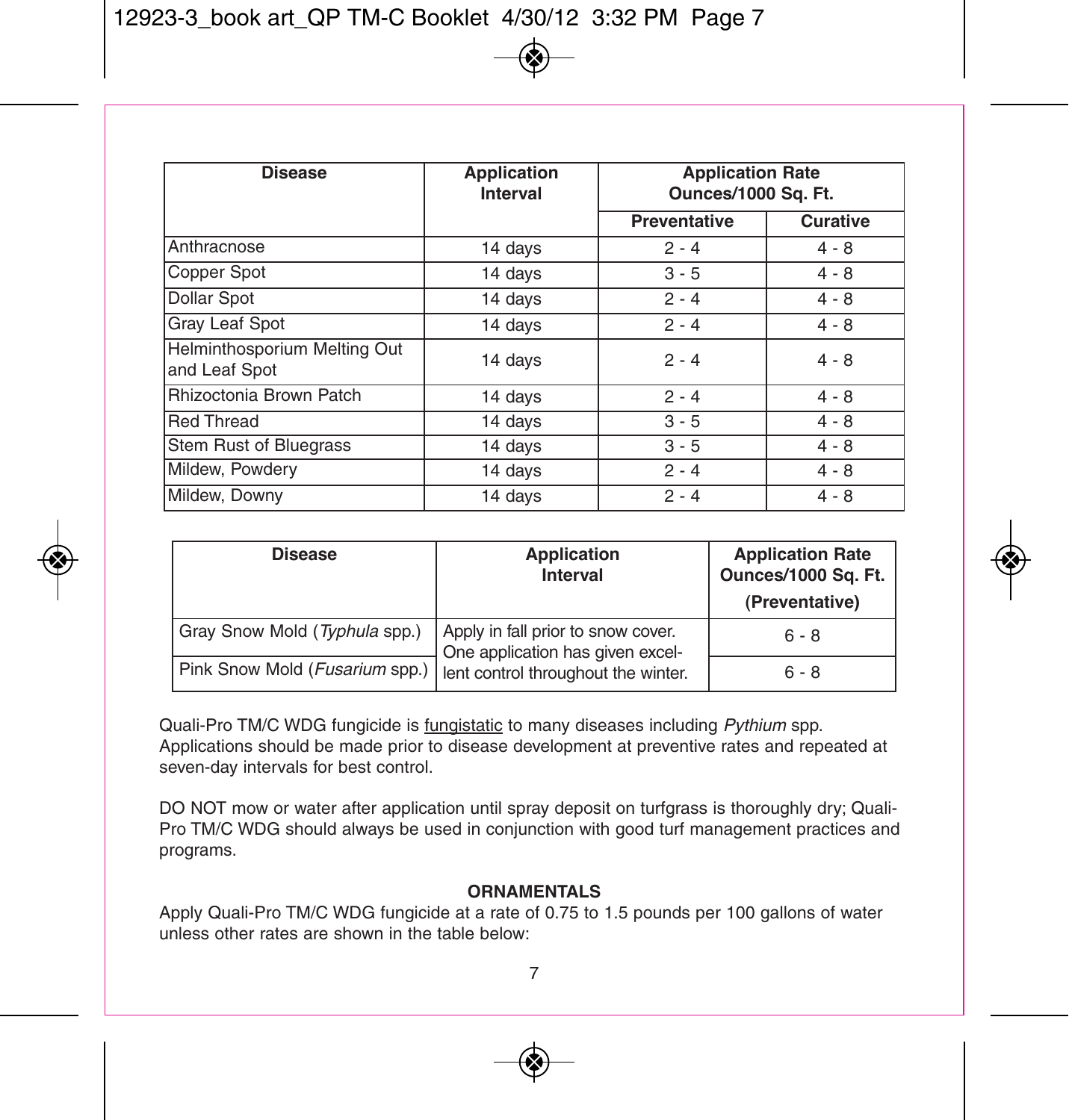| Disease | Application Interval | Application Rate Ounces/1000 Sq. Ft. | |
|---|---|---|---|
| | | Preventative | Curative |
| Anthracnose | 14 days | 2 - 4 | 4 - 8 |
| Copper Spot | 14 days | 3 - 5 | 4 - 8 |
| Dollar Spot | 14 days | 2 - 4 | 4 - 8 |
| Gray Leaf Spot | 14 days | 2 - 4 | 4 - 8 |
| Helminthosporium Melting Out and Leaf Spot | 14 days | 2 - 4 | 4 - 8 |
| Rhizoctonia Brown Patch | 14 days | 2 - 4 | 4 - 8 |
| Red Thread | 14 days | 3 - 5 | 4 - 8 |
| Stem Rust of Bluegrass | 14 days | 3 - 5 | 4 - 8 |
| Mildew, Powdery | 14 days | 2 - 4 | 4 - 8 |
| Mildew, Downy | 14 days | 2 - 4 | 4 - 8 |

| Disease | Application Interval | Application Rate Ounces/1000 Sq. Ft. (Preventative) |
|---|---|---|
| Gray Snow Mold (*Typhula* spp.) | Apply in fall prior to snow cover. One application has given excellent control throughout the winter. | 6 - 8 |
| Pink Snow Mold (*Fusarium* spp.) | | 6 - 8 |

Quali-Pro TM/C WDG fungicide is fungistatic to many diseases including *Pythium* spp. Applications should be made prior to disease development at preventive rates and repeated at seven-day intervals for best control.

DO NOT mow or water after application until spray deposit on turfgrass is thoroughly dry; Quali-Pro TM/C WDG should always be used in conjunction with good turf management practices and programs.

**ORNAMENTALS**

Apply Quali-Pro TM/C WDG fungicide at a rate of 0.75 to 1.5 pounds per 100 gallons of water unless other rates are shown in the table below: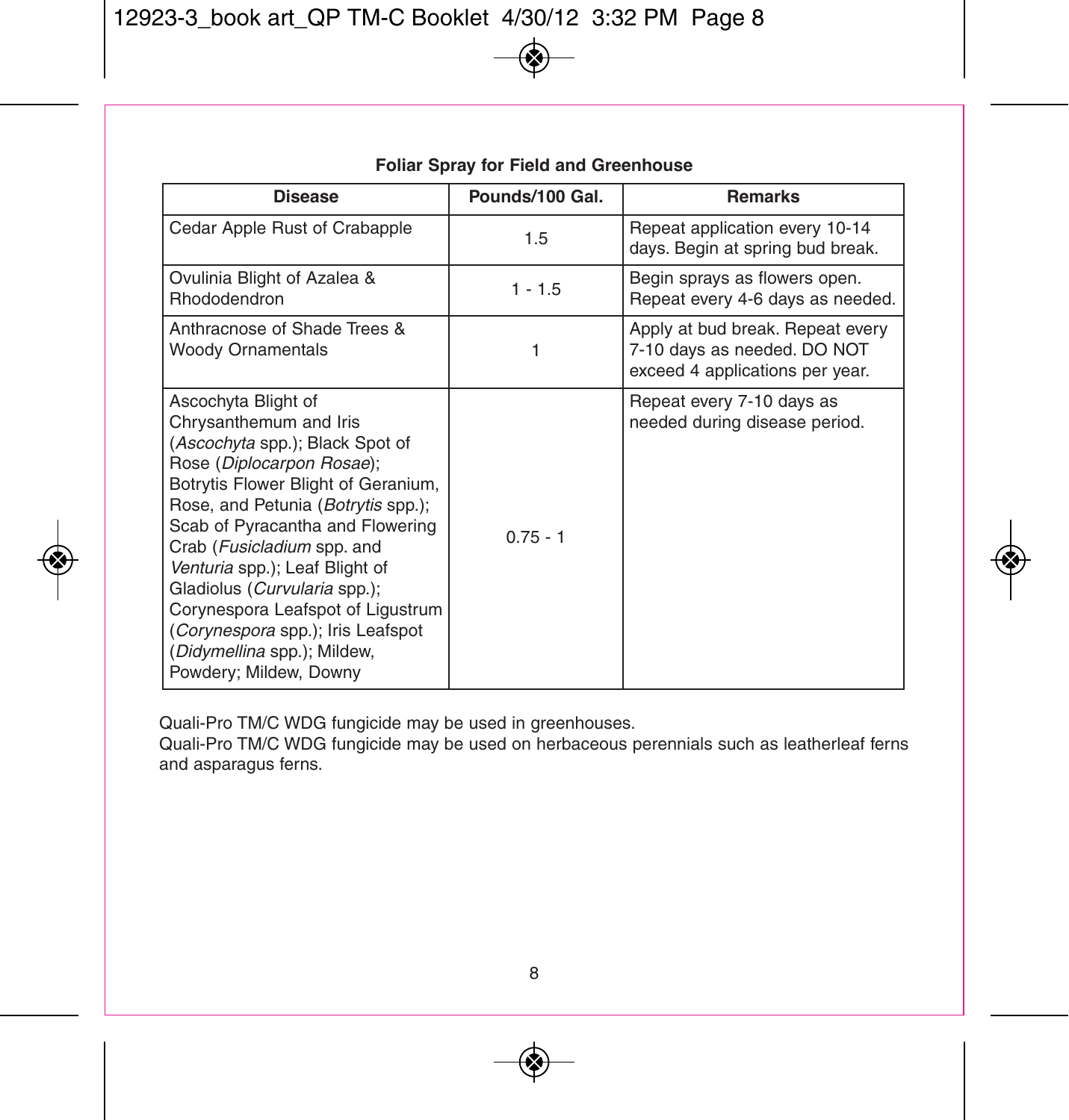**Foliar Spray for Field and Greenhouse**

| Disease | Pounds/100 Gal. | Remarks |
|---|---|---|
| Cedar Apple Rust of Crabapple | 1.5 | Repeat application every 10-14 days. Begin at spring bud break. |
| Ovulinia Blight of Azalea & Rhododendron | 1 - 1.5 | Begin sprays as flowers open. Repeat every 4-6 days as needed. |
| Anthracnose of Shade Trees & Woody Ornamentals | 1 | Apply at bud break. Repeat every 7-10 days as needed. DO NOT exceed 4 applications per year. |
| Ascochyta Blight of Chrysanthemum and Iris (*Ascochyta* spp.); Black Spot of Rose (*Diplocarpon Rosae*); Botrytis Flower Blight of Geranium, Rose, and Petunia (*Botrytis* spp.); Scab of Pyracantha and Flowering Crab (*Fusicladium* spp. and *Venturia* spp.); Leaf Blight of Gladiolus (*Curvularia* spp.); Corynespora Leafspot of Ligustrum (*Corynespora* spp.); Iris Leafspot (*Didymellina* spp.); Mildew, Powdery; Mildew, Downy | 0.75 - 1 | Repeat every 7-10 days as needed during disease period. |

Quali-Pro TM/C WDG fungicide may be used in greenhouses.
Quali-Pro TM/C WDG fungicide may be used on herbaceous perennials such as leatherleaf ferns and asparagus ferns.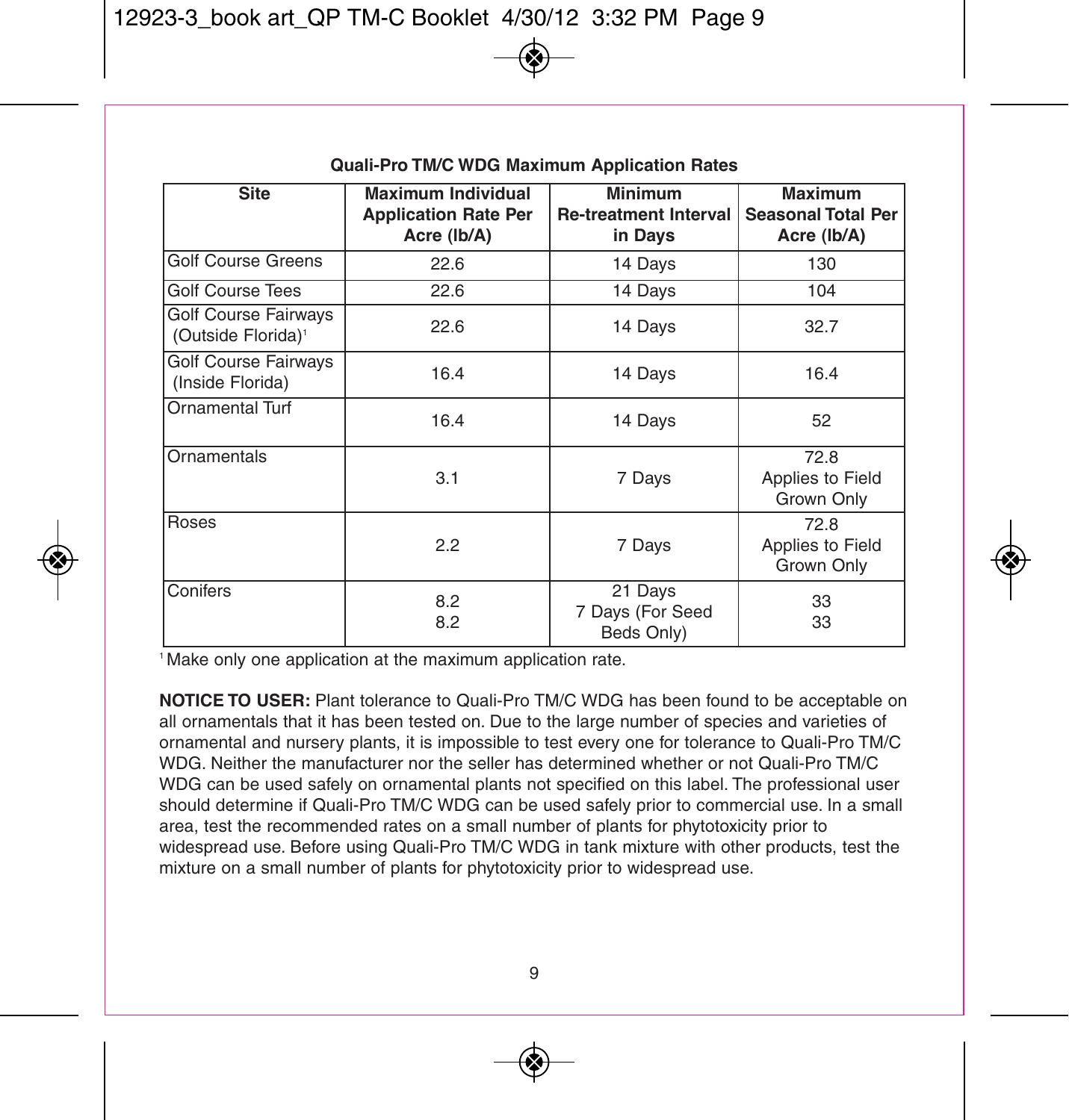**Quali-Pro TM/C WDG Maximum Application Rates**

| Site | Maximum Individual Application Rate Per Acre (lb/A) | Minimum Re-treatment Interval in Days | Maximum Seasonal Total Per Acre (lb/A) |
|---|---|---|---|
| Golf Course Greens | 22.6 | 14 Days | 130 |
| Golf Course Tees | 22.6 | 14 Days | 104 |
| Golf Course Fairways (Outside Florida)[1] | 22.6 | 14 Days | 32.7 |
| Golf Course Fairways (Inside Florida) | 16.4 | 14 Days | 16.4 |
| Ornamental Turf | 16.4 | 14 Days | 52 |
| Ornamentals | 3.1 | 7 Days | 72.8 Applies to Field Grown Only |
| Roses | 2.2 | 7 Days | 72.8 Applies to Field Grown Only |
| Conifers | 8.2<br>8.2 | 21 Days<br>7 Days (For Seed Beds Only) | 33<br>33 |

[1] Make only one application at the maximum application rate.

**NOTICE TO USER:** Plant tolerance to Quali-Pro TM/C WDG has been found to be acceptable on all ornamentals that it has been tested on. Due to the large number of species and varieties of ornamental and nursery plants, it is impossible to test every one for tolerance to Quali-Pro TM/C WDG. Neither the manufacturer nor the seller has determined whether or not Quali-Pro TM/C WDG can be used safely on ornamental plants not specified on this label. The professional user should determine if Quali-Pro TM/C WDG can be used safely prior to commercial use. In a small area, test the recommended rates on a small number of plants for phytotoxicity prior to widespread use. Before using Quali-Pro TM/C WDG in tank mixture with other products, test the mixture on a small number of plants for phytotoxicity prior to widespread use.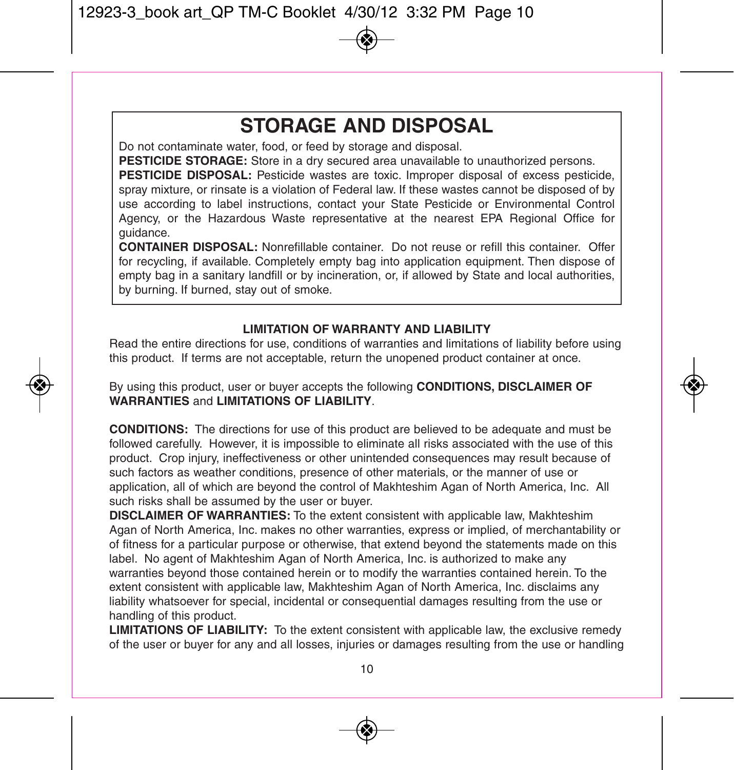# STORAGE AND DISPOSAL

Do not contaminate water, food, or feed by storage and disposal.

**PESTICIDE STORAGE:** Store in a dry secured area unavailable to unauthorized persons.

**PESTICIDE DISPOSAL:** Pesticide wastes are toxic. Improper disposal of excess pesticide, spray mixture, or rinsate is a violation of Federal law. If these wastes cannot be disposed of by use according to label instructions, contact your State Pesticide or Environmental Control Agency, or the Hazardous Waste representative at the nearest EPA Regional Office for guidance.

**CONTAINER DISPOSAL:** Nonrefillable container. Do not reuse or refill this container. Offer for recycling, if available. Completely empty bag into application equipment. Then dispose of empty bag in a sanitary landfill or by incineration, or, if allowed by State and local authorities, by burning. If burned, stay out of smoke.

**LIMITATION OF WARRANTY AND LIABILITY**

Read the entire directions for use, conditions of warranties and limitations of liability before using this product. If terms are not acceptable, return the unopened product container at once.

By using this product, user or buyer accepts the following **CONDITIONS, DISCLAIMER OF WARRANTIES** and **LIMITATIONS OF LIABILITY**.

**CONDITIONS:** The directions for use of this product are believed to be adequate and must be followed carefully. However, it is impossible to eliminate all risks associated with the use of this product. Crop injury, ineffectiveness or other unintended consequences may result because of such factors as weather conditions, presence of other materials, or the manner of use or application, all of which are beyond the control of Makhteshim Agan of North America, Inc. All such risks shall be assumed by the user or buyer.

**DISCLAIMER OF WARRANTIES:** To the extent consistent with applicable law, Makhteshim Agan of North America, Inc. makes no other warranties, express or implied, of merchantability or of fitness for a particular purpose or otherwise, that extend beyond the statements made on this label. No agent of Makhteshim Agan of North America, Inc. is authorized to make any warranties beyond those contained herein or to modify the warranties contained herein. To the extent consistent with applicable law, Makhteshim Agan of North America, Inc. disclaims any liability whatsoever for special, incidental or consequential damages resulting from the use or handling of this product.

**LIMITATIONS OF LIABILITY:** To the extent consistent with applicable law, the exclusive remedy of the user or buyer for any and all losses, injuries or damages resulting from the use or handling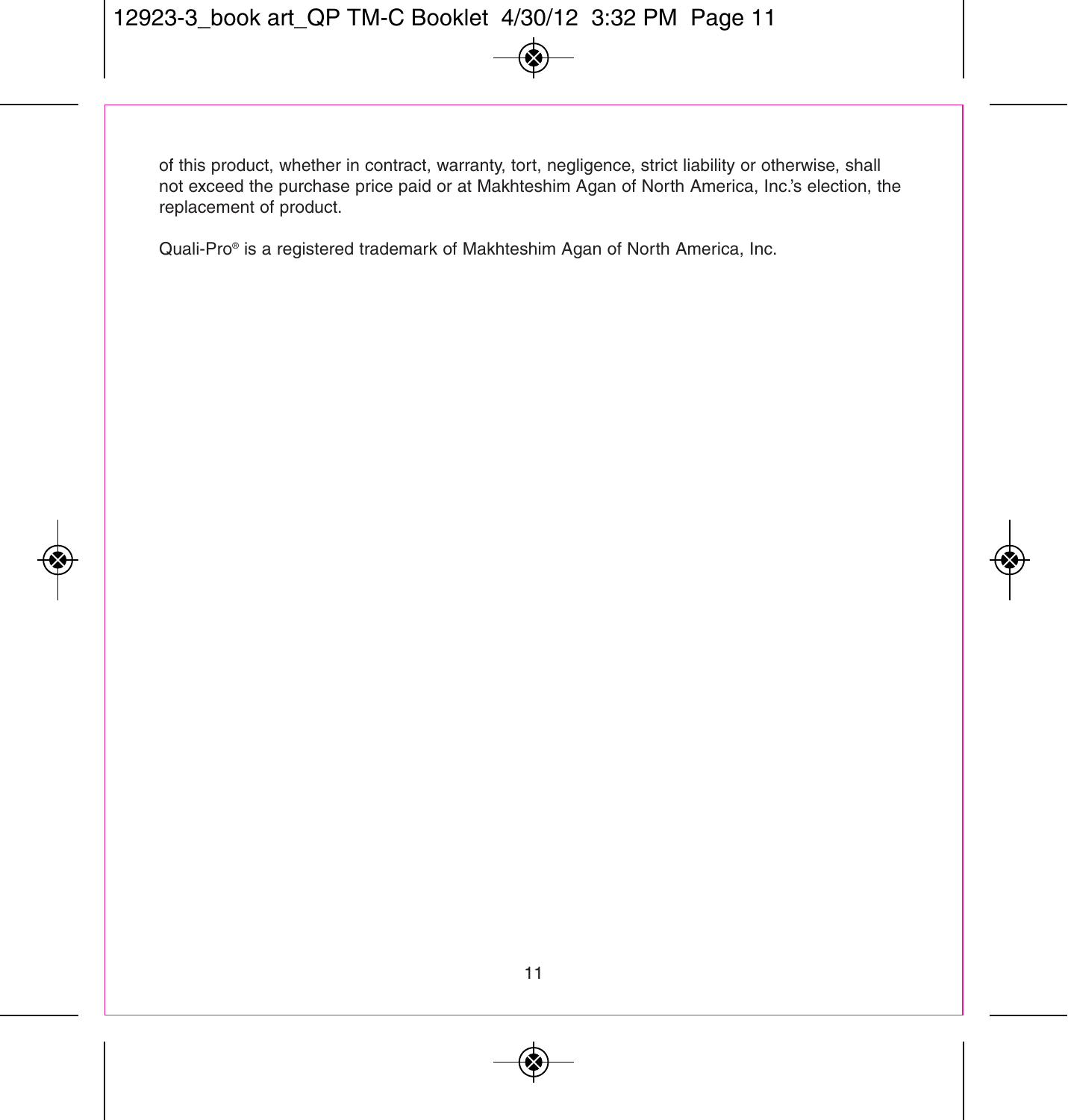of this product, whether in contract, warranty, tort, negligence, strict liability or otherwise, shall not exceed the purchase price paid or at Makhteshim Agan of North America, Inc.'s election, the replacement of product.

Quali-Pro® is a registered trademark of Makhteshim Agan of North America, Inc.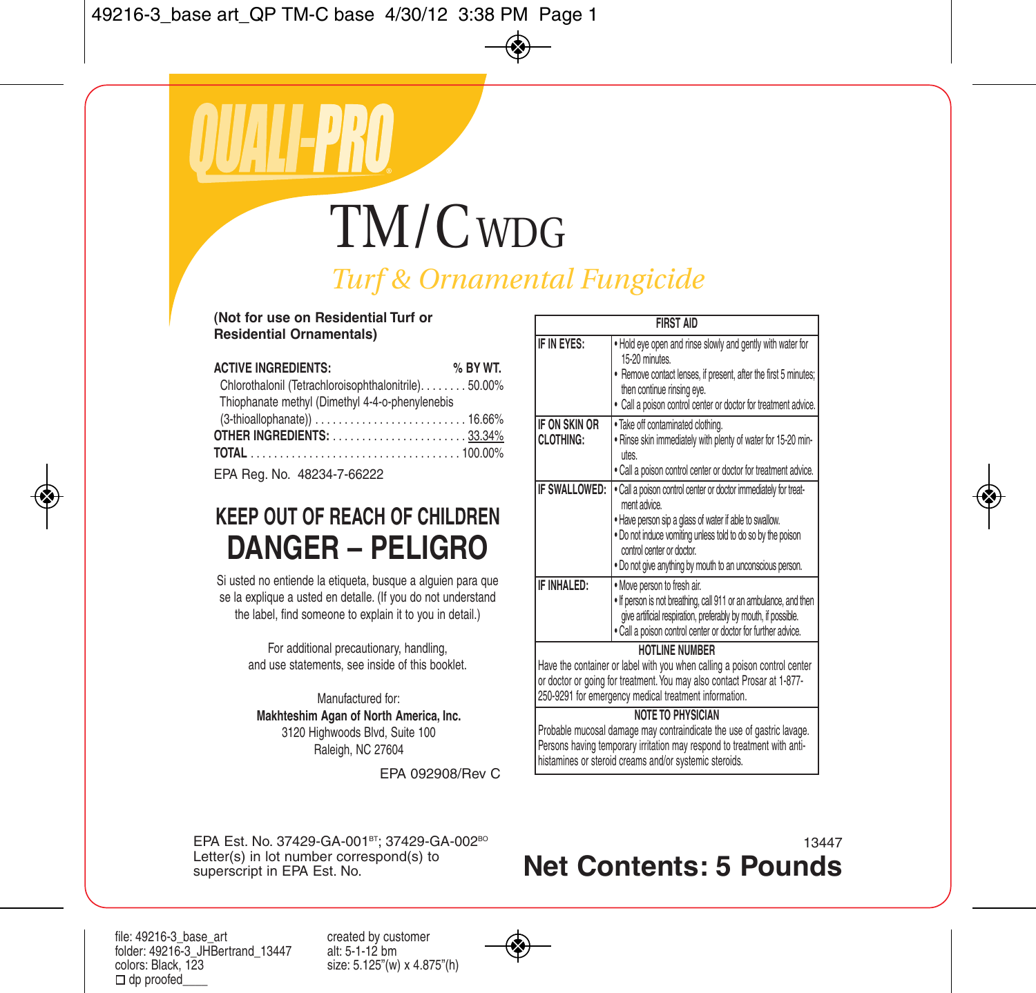# QUALI-PRO

# TM/C WDG

*Turf & Ornamental Fungicide*

**(Not for use on Residential Turf or Residential Ornamentals)**

| **ACTIVE INGREDIENTS:** | **% BY WT.** |
|---|---|
| Chlorothalonil (Tetrachloroisophthalonitrile) | 50.00% |
| Thiophanate methyl (Dimethyl 4-4-o-phenylenebis (3-thioallophanate)) | 16.66% |
| **OTHER INGREDIENTS:** | 33.34% |
| **TOTAL** | 100.00% |

EPA Reg. No. 48234-7-66222

## KEEP OUT OF REACH OF CHILDREN

## DANGER – PELIGRO

Si usted no entiende la etiqueta, busque a alguien para que se la explique a usted en detalle. (If you do not understand the label, find someone to explain it to you in detail.)

For additional precautionary, handling, and use statements, see inside of this booklet.

Manufactured for:
**Makhteshim Agan of North America, Inc.**
3120 Highwoods Blvd, Suite 100
Raleigh, NC 27604

EPA 092908/Rev C

| FIRST AID | |
|---|---|
| **IF IN EYES:** | • Hold eye open and rinse slowly and gently with water for 15-20 minutes.<br>• Remove contact lenses, if present, after the first 5 minutes; then continue rinsing eye.<br>• Call a poison control center or doctor for treatment advice. |
| **IF ON SKIN OR CLOTHING:** | • Take off contaminated clothing.<br>• Rinse skin immediately with plenty of water for 15-20 minutes.<br>• Call a poison control center or doctor for treatment advice. |
| **IF SWALLOWED:** | • Call a poison control center or doctor immediately for treatment advice.<br>• Have person sip a glass of water if able to swallow.<br>• Do not induce vomiting unless told to do so by the poison control center or doctor.<br>• Do not give anything by mouth to an unconscious person. |
| **IF INHALED:** | • Move person to fresh air.<br>• If person is not breathing, call 911 or an ambulance, and then give artificial respiration, preferably by mouth, if possible.<br>• Call a poison control center or doctor for further advice. |

**HOTLINE NUMBER**

Have the container or label with you when calling a poison control center or doctor or going for treatment. You may also contact Prosar at 1-877-250-9291 for emergency medical treatment information.

**NOTE TO PHYSICIAN**

Probable mucosal damage may contraindicate the use of gastric lavage. Persons having temporary irritation may respond to treatment with antihistamines or steroid creams and/or systemic steroids.

EPA Est. No. 37429-GA-001[BT]; 37429-GA-002[BO]
Letter(s) in lot number correspond(s) to superscript in EPA Est. No.

13447

**Net Contents: 5 Pounds**